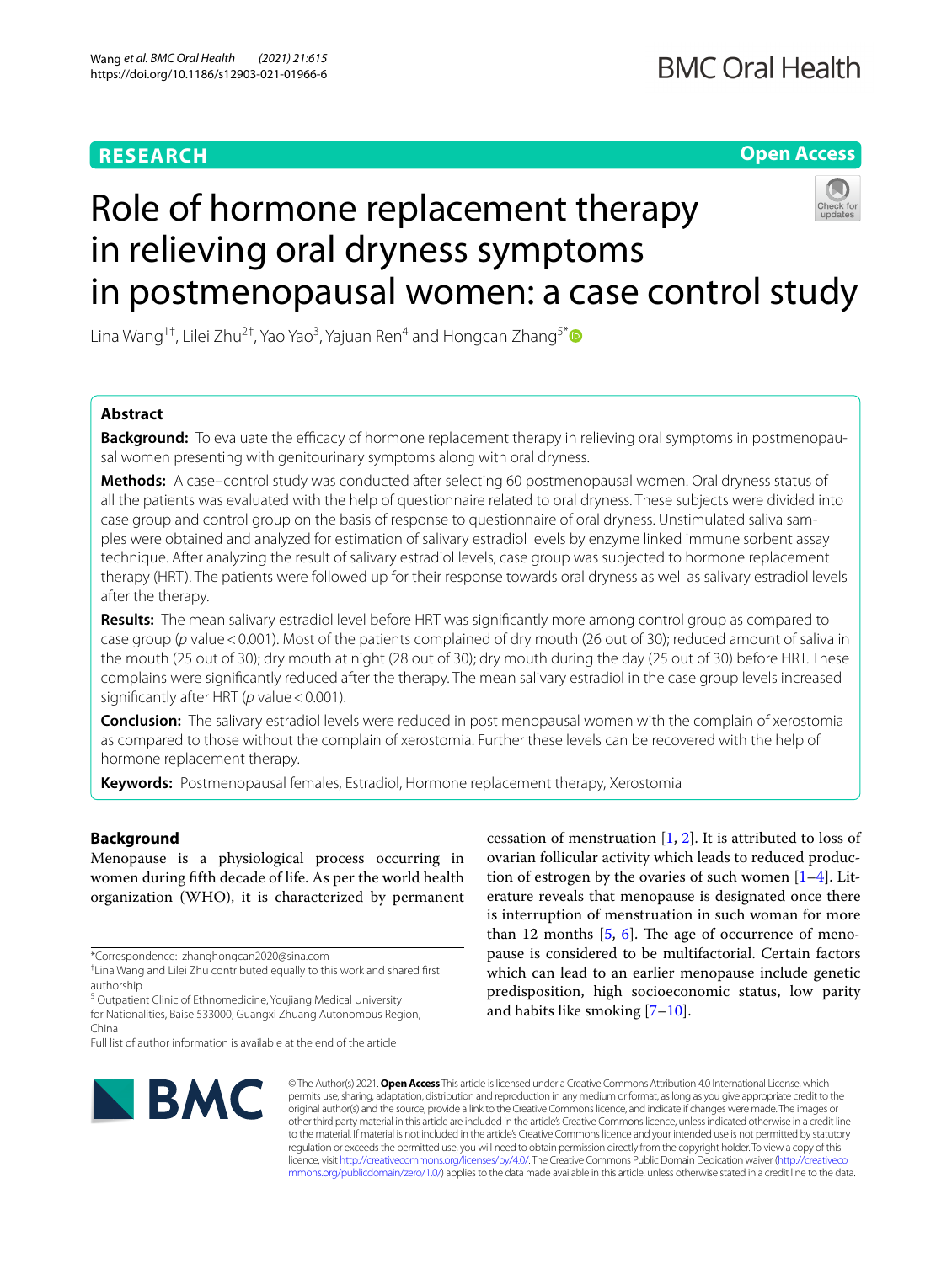**RESEARCH**

**Open Access**

# Role of hormone replacement therapy in relieving oral dryness symptoms in postmenopausal women: a case control study

Lina Wang[1†], Lilei Zhu[2†], Yao Yao[3], Yajuan Ren[4] and Hongcan Zhang[5*]

## Abstract

**Background:** To evaluate the efficacy of hormone replacement therapy in relieving oral symptoms in postmenopausal women presenting with genitourinary symptoms along with oral dryness.

**Methods:** A case–control study was conducted after selecting 60 postmenopausal women. Oral dryness status of all the patients was evaluated with the help of questionnaire related to oral dryness. These subjects were divided into case group and control group on the basis of response to questionnaire of oral dryness. Unstimulated saliva samples were obtained and analyzed for estimation of salivary estradiol levels by enzyme linked immune sorbent assay technique. After analyzing the result of salivary estradiol levels, case group was subjected to hormone replacement therapy (HRT). The patients were followed up for their response towards oral dryness as well as salivary estradiol levels after the therapy.

**Results:** The mean salivary estradiol level before HRT was significantly more among control group as compared to case group ($p$ value < 0.001). Most of the patients complained of dry mouth (26 out of 30); reduced amount of saliva in the mouth (25 out of 30); dry mouth at night (28 out of 30); dry mouth during the day (25 out of 30) before HRT. These complains were significantly reduced after the therapy. The mean salivary estradiol in the case group levels increased significantly after HRT ($p$ value < 0.001).

**Conclusion:** The salivary estradiol levels were reduced in post menopausal women with the complain of xerostomia as compared to those without the complain of xerostomia. Further these levels can be recovered with the help of hormone replacement therapy.

**Keywords:** Postmenopausal females, Estradiol, Hormone replacement therapy, Xerostomia

## Background

Menopause is a physiological process occurring in women during fifth decade of life. As per the world health organization (WHO), it is characterized by permanent cessation of menstruation [1, 2]. It is attributed to loss of ovarian follicular activity which leads to reduced production of estrogen by the ovaries of such women [1–4]. Literature reveals that menopause is designated once there is interruption of menstruation in such woman for more than 12 months [5, 6]. The age of occurrence of menopause is considered to be multifactorial. Certain factors which can lead to an earlier menopause include genetic predisposition, high socioeconomic status, low parity and habits like smoking [7–10].

*Correspondence: zhanghongcan2020@sina.com

†Lina Wang and Lilei Zhu contributed equally to this work and shared first authorship

[5] Outpatient Clinic of Ethnomedicine, Youjiang Medical University for Nationalities, Baise 533000, Guangxi Zhuang Autonomous Region, China

Full list of author information is available at the end of the article

© The Author(s) 2021. **Open Access** This article is licensed under a Creative Commons Attribution 4.0 International License, which permits use, sharing, adaptation, distribution and reproduction in any medium or format, as long as you give appropriate credit to the original author(s) and the source, provide a link to the Creative Commons licence, and indicate if changes were made. The images or other third party material in this article are included in the article's Creative Commons licence, unless indicated otherwise in a credit line to the material. If material is not included in the article's Creative Commons licence and your intended use is not permitted by statutory regulation or exceeds the permitted use, you will need to obtain permission directly from the copyright holder. To view a copy of this licence, visit http://creativecommons.org/licenses/by/4.0/. The Creative Commons Public Domain Dedication waiver (http://creativecommons.org/publicdomain/zero/1.0/) applies to the data made available in this article, unless otherwise stated in a credit line to the data.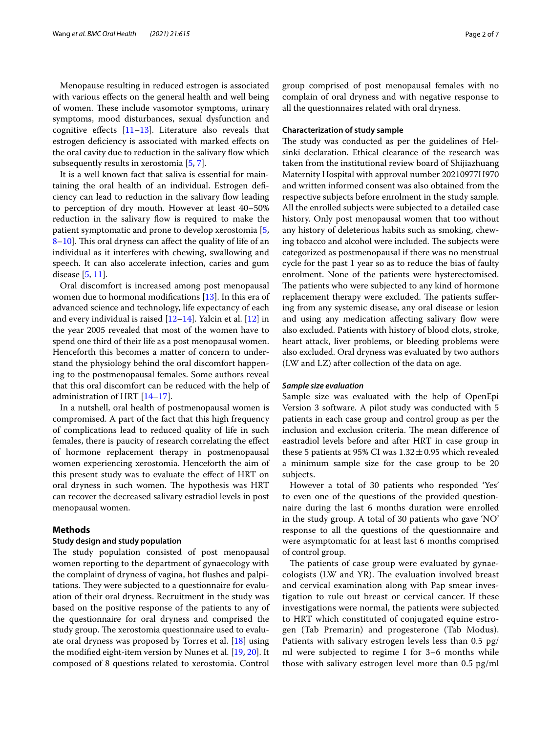Menopause resulting in reduced estrogen is associated with various effects on the general health and well being of women. These include vasomotor symptoms, urinary symptoms, mood disturbances, sexual dysfunction and cognitive effects [11–13]. Literature also reveals that estrogen deficiency is associated with marked effects on the oral cavity due to reduction in the salivary flow which subsequently results in xerostomia [5, 7].

It is a well known fact that saliva is essential for maintaining the oral health of an individual. Estrogen deficiency can lead to reduction in the salivary flow leading to perception of dry mouth. However at least 40–50% reduction in the salivary flow is required to make the patient symptomatic and prone to develop xerostomia [5, 8–10]. This oral dryness can affect the quality of life of an individual as it interferes with chewing, swallowing and speech. It can also accelerate infection, caries and gum disease [5, 11].

Oral discomfort is increased among post menopausal women due to hormonal modifications [13]. In this era of advanced science and technology, life expectancy of each and every individual is raised [12–14]. Yalcin et al. [12] in the year 2005 revealed that most of the women have to spend one third of their life as a post menopausal women. Henceforth this becomes a matter of concern to understand the physiology behind the oral discomfort happening to the postmenopausal females. Some authors reveal that this oral discomfort can be reduced with the help of administration of HRT [14–17].

In a nutshell, oral health of postmenopausal women is compromised. A part of the fact that this high frequency of complications lead to reduced quality of life in such females, there is paucity of research correlating the effect of hormone replacement therapy in postmenopausal women experiencing xerostomia. Henceforth the aim of this present study was to evaluate the effect of HRT on oral dryness in such women. The hypothesis was HRT can recover the decreased salivary estradiol levels in post menopausal women.

## Methods

### Study design and study population

The study population consisted of post menopausal women reporting to the department of gynaecology with the complaint of dryness of vagina, hot flushes and palpitations. They were subjected to a questionnaire for evaluation of their oral dryness. Recruitment in the study was based on the positive response of the patients to any of the questionnaire for oral dryness and comprised the study group. The xerostomia questionnaire used to evaluate oral dryness was proposed by Torres et al. [18] using the modified eight-item version by Nunes et al. [19, 20]. It composed of 8 questions related to xerostomia. Control group comprised of post menopausal females with no complain of oral dryness and with negative response to all the questionnaires related with oral dryness.

### Characterization of study sample

The study was conducted as per the guidelines of Helsinki declaration. Ethical clearance of the research was taken from the institutional review board of Shijiazhuang Maternity Hospital with approval number 20210977H970 and written informed consent was also obtained from the respective subjects before enrolment in the study sample. All the enrolled subjects were subjected to a detailed case history. Only post menopausal women that too without any history of deleterious habits such as smoking, chewing tobacco and alcohol were included. The subjects were categorized as postmenopausal if there was no menstrual cycle for the past 1 year so as to reduce the bias of faulty enrolment. None of the patients were hysterectomised. The patients who were subjected to any kind of hormone replacement therapy were excluded. The patients suffering from any systemic disease, any oral disease or lesion and using any medication affecting salivary flow were also excluded. Patients with history of blood clots, stroke, heart attack, liver problems, or bleeding problems were also excluded. Oral dryness was evaluated by two authors (LW and LZ) after collection of the data on age.

#### *Sample size evaluation*

Sample size was evaluated with the help of OpenEpi Version 3 software. A pilot study was conducted with 5 patients in each case group and control group as per the inclusion and exclusion criteria. The mean difference of eastradiol levels before and after HRT in case group in these 5 patients at 95% CI was $1.32 \pm 0.95$ which revealed a minimum sample size for the case group to be 20 subjects.

However a total of 30 patients who responded 'Yes' to even one of the questions of the provided questionnaire during the last 6 months duration were enrolled in the study group. A total of 30 patients who gave 'NO' response to all the questions of the questionnaire and were asymptomatic for at least last 6 months comprised of control group.

The patients of case group were evaluated by gynaecologists (LW and YR). The evaluation involved breast and cervical examination along with Pap smear investigation to rule out breast or cervical cancer. If these investigations were normal, the patients were subjected to HRT which constituted of conjugated equine estrogen (Tab Premarin) and progesterone (Tab Modus). Patients with salivary estrogen levels less than 0.5 pg/ml were subjected to regime I for 3–6 months while those with salivary estrogen level more than 0.5 pg/ml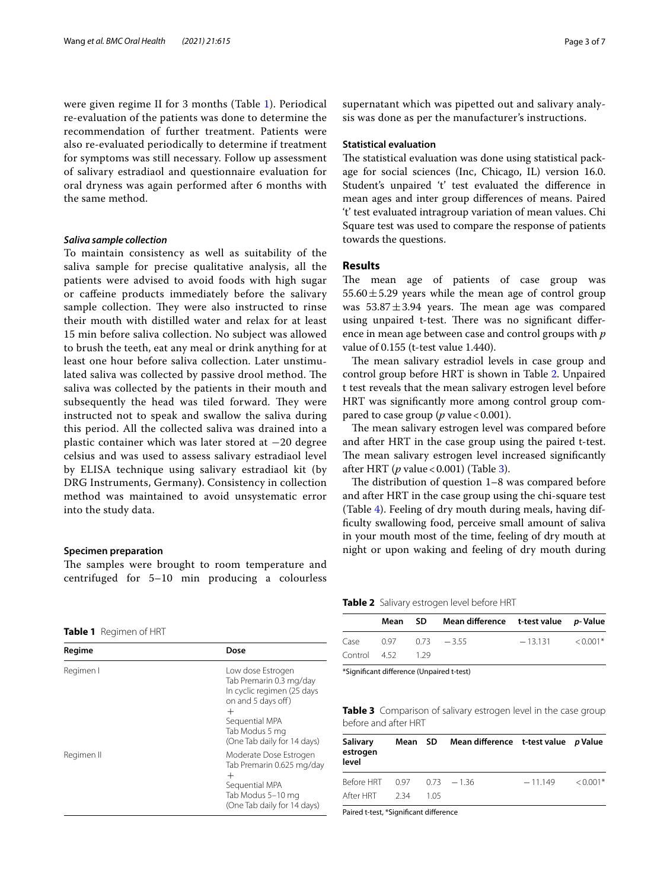were given regime II for 3 months (Table 1). Periodical re-evaluation of the patients was done to determine the recommendation of further treatment. Patients were also re-evaluated periodically to determine if treatment for symptoms was still necessary. Follow up assessment of salivary estradiaol and questionnaire evaluation for oral dryness was again performed after 6 months with the same method.

### *Saliva sample collection*

To maintain consistency as well as suitability of the saliva sample for precise qualitative analysis, all the patients were advised to avoid foods with high sugar or caffeine products immediately before the salivary sample collection. They were also instructed to rinse their mouth with distilled water and relax for at least 15 min before saliva collection. No subject was allowed to brush the teeth, eat any meal or drink anything for at least one hour before saliva collection. Later unstimulated saliva was collected by passive drool method. The saliva was collected by the patients in their mouth and subsequently the head was tiled forward. They were instructed not to speak and swallow the saliva during this period. All the collected saliva was drained into a plastic container which was later stored at −20 degree celsius and was used to assess salivary estradiaol level by ELISA technique using salivary estradiaol kit (by DRG Instruments, Germany). Consistency in collection method was maintained to avoid unsystematic error into the study data.

### Specimen preparation

The samples were brought to room temperature and centrifuged for 5–10 min producing a colourless supernatant which was pipetted out and salivary analysis was done as per the manufacturer's instructions.

### Statistical evaluation

The statistical evaluation was done using statistical package for social sciences (Inc, Chicago, IL) version 16.0. Student's unpaired 't' test evaluated the difference in mean ages and inter group differences of means. Paired 't' test evaluated intragroup variation of mean values. Chi Square test was used to compare the response of patients towards the questions.

## Results

The mean age of patients of case group was 55.60 ± 5.29 years while the mean age of control group was 53.87 ± 3.94 years. The mean age was compared using unpaired t-test. There was no significant difference in mean age between case and control groups with *p* value of 0.155 (t-test value 1.440).

The mean salivary estradiol levels in case group and control group before HRT is shown in Table 2. Unpaired t test reveals that the mean salivary estrogen level before HRT was significantly more among control group compared to case group (*p* value < 0.001).

The mean salivary estrogen level was compared before and after HRT in the case group using the paired t-test. The mean salivary estrogen level increased significantly after HRT (*p* value < 0.001) (Table 3).

The distribution of question 1–8 was compared before and after HRT in the case group using the chi-square test (Table 4). Feeling of dry mouth during meals, having difficulty swallowing food, perceive small amount of saliva in your mouth most of the time, feeling of dry mouth at night or upon waking and feeling of dry mouth during

**Table 1** Regimen of HRT

| Regime | Dose |
|---|---|
| Regimen I | Low dose Estrogen<br>Tab Premarin 0.3 mg/day<br>In cyclic regimen (25 days on and 5 days off)<br>+<br>Sequential MPA<br>Tab Modus 5 mg<br>(One Tab daily for 14 days) |
| Regimen II | Moderate Dose Estrogen<br>Tab Premarin 0.625 mg/day<br>+<br>Sequential MPA<br>Tab Modus 5–10 mg<br>(One Tab daily for 14 days) |

**Table 2** Salivary estrogen level before HRT

| | Mean | SD | Mean difference | t-test value | *p*-Value |
|---|---|---|---|---|---|
| Case | 0.97 | 0.73 | −3.55 | −13.131 | <0.001* |
| Control | 4.52 | 1.29 | | | |

*Significant difference (Unpaired t-test)

**Table 3** Comparison of salivary estrogen level in the case group before and after HRT

| Salivary estrogen level | Mean | SD | Mean difference | t-test value | *p* Value |
|---|---|---|---|---|---|
| Before HRT | 0.97 | 0.73 | −1.36 | −11.149 | <0.001* |
| After HRT | 2.34 | 1.05 | | | |

Paired t-test, *Significant difference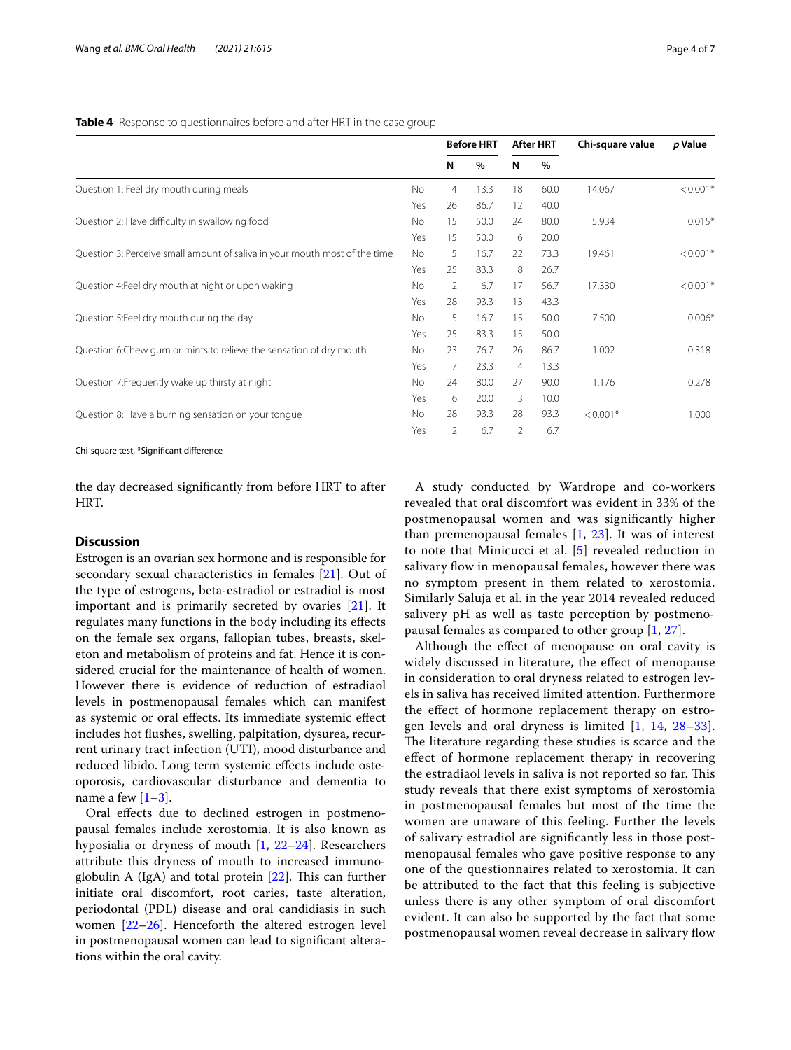**Table 4** Response to questionnaires before and after HRT in the case group

| | | Before HRT | | After HRT | | Chi-square value | *p* Value |
|---|---|---|---|---|---|---|---|
| | | N | % | N | % | | |
| Question 1: Feel dry mouth during meals | No | 4 | 13.3 | 18 | 60.0 | 14.067 | < 0.001* |
| | Yes | 26 | 86.7 | 12 | 40.0 | | |
| Question 2: Have difficulty in swallowing food | No | 15 | 50.0 | 24 | 80.0 | 5.934 | 0.015* |
| | Yes | 15 | 50.0 | 6 | 20.0 | | |
| Question 3: Perceive small amount of saliva in your mouth most of the time | No | 5 | 16.7 | 22 | 73.3 | 19.461 | < 0.001* |
| | Yes | 25 | 83.3 | 8 | 26.7 | | |
| Question 4:Feel dry mouth at night or upon waking | No | 2 | 6.7 | 17 | 56.7 | 17.330 | < 0.001* |
| | Yes | 28 | 93.3 | 13 | 43.3 | | |
| Question 5:Feel dry mouth during the day | No | 5 | 16.7 | 15 | 50.0 | 7.500 | 0.006* |
| | Yes | 25 | 83.3 | 15 | 50.0 | | |
| Question 6:Chew gum or mints to relieve the sensation of dry mouth | No | 23 | 76.7 | 26 | 86.7 | 1.002 | 0.318 |
| | Yes | 7 | 23.3 | 4 | 13.3 | | |
| Question 7:Frequently wake up thirsty at night | No | 24 | 80.0 | 27 | 90.0 | 1.176 | 0.278 |
| | Yes | 6 | 20.0 | 3 | 10.0 | | |
| Question 8: Have a burning sensation on your tongue | No | 28 | 93.3 | 28 | 93.3 | < 0.001* | 1.000 |
| | Yes | 2 | 6.7 | 2 | 6.7 | | |

Chi-square test, *Significant difference

the day decreased significantly from before HRT to after HRT.

## Discussion

Estrogen is an ovarian sex hormone and is responsible for secondary sexual characteristics in females [21]. Out of the type of estrogens, beta-estradiol or estradiol is most important and is primarily secreted by ovaries [21]. It regulates many functions in the body including its effects on the female sex organs, fallopian tubes, breasts, skeleton and metabolism of proteins and fat. Hence it is considered crucial for the maintenance of health of women. However there is evidence of reduction of estradiaol levels in postmenopausal females which can manifest as systemic or oral effects. Its immediate systemic effect includes hot flushes, swelling, palpitation, dysurea, recurrent urinary tract infection (UTI), mood disturbance and reduced libido. Long term systemic effects include osteoporosis, cardiovascular disturbance and dementia to name a few [1–3].

Oral effects due to declined estrogen in postmenopausal females include xerostomia. It is also known as hyposialia or dryness of mouth [1, 22–24]. Researchers attribute this dryness of mouth to increased immunoglobulin A (IgA) and total protein [22]. This can further initiate oral discomfort, root caries, taste alteration, periodontal (PDL) disease and oral candidiasis in such women [22–26]. Henceforth the altered estrogen level in postmenopausal women can lead to significant alterations within the oral cavity.

A study conducted by Wardrope and co-workers revealed that oral discomfort was evident in 33% of the postmenopausal women and was significantly higher than premenopausal females [1, 23]. It was of interest to note that Minicucci et al. [5] revealed reduction in salivary flow in menopausal females, however there was no symptom present in them related to xerostomia. Similarly Saluja et al. in the year 2014 revealed reduced salivery pH as well as taste perception by postmenopausal females as compared to other group [1, 27].

Although the effect of menopause on oral cavity is widely discussed in literature, the effect of menopause in consideration to oral dryness related to estrogen levels in saliva has received limited attention. Furthermore the effect of hormone replacement therapy on estrogen levels and oral dryness is limited [1, 14, 28–33]. The literature regarding these studies is scarce and the effect of hormone replacement therapy in recovering the estradiaol levels in saliva is not reported so far. This study reveals that there exist symptoms of xerostomia in postmenopausal females but most of the time the women are unaware of this feeling. Further the levels of salivary estradiol are significantly less in those postmenopausal females who gave positive response to any one of the questionnaires related to xerostomia. It can be attributed to the fact that this feeling is subjective unless there is any other symptom of oral discomfort evident. It can also be supported by the fact that some postmenopausal women reveal decrease in salivary flow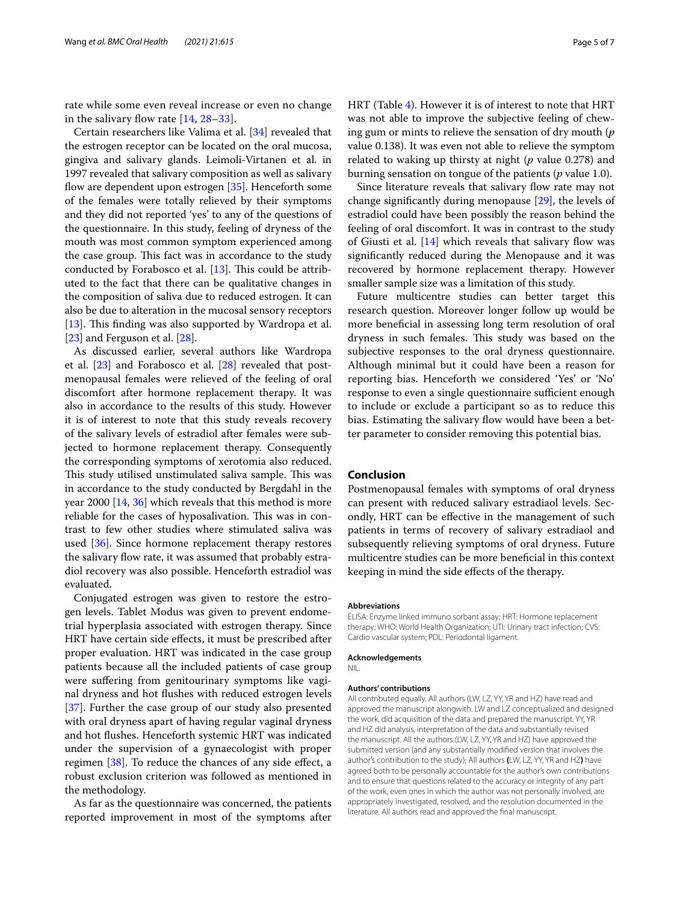rate while some even reveal increase or even no change in the salivary flow rate [14, 28–33].

Certain researchers like Valima et al. [34] revealed that the estrogen receptor can be located on the oral mucosa, gingiva and salivary glands. Leimoli-Virtanen et al. in 1997 revealed that salivary composition as well as salivary flow are dependent upon estrogen [35]. Henceforth some of the females were totally relieved by their symptoms and they did not reported 'yes' to any of the questions of the questionnaire. In this study, feeling of dryness of the mouth was most common symptom experienced among the case group. This fact was in accordance to the study conducted by Forabosco et al. [13]. This could be attributed to the fact that there can be qualitative changes in the composition of saliva due to reduced estrogen. It can also be due to alteration in the mucosal sensory receptors [13]. This finding was also supported by Wardropa et al. [23] and Ferguson et al. [28].

As discussed earlier, several authors like Wardropa et al. [23] and Forabosco et al. [28] revealed that postmenopausal females were relieved of the feeling of oral discomfort after hormone replacement therapy. It was also in accordance to the results of this study. However it is of interest to note that this study reveals recovery of the salivary levels of estradiol after females were subjected to hormone replacement therapy. Consequently the corresponding symptoms of xerotomia also reduced. This study utilised unstimulated saliva sample. This was in accordance to the study conducted by Bergdahl in the year 2000 [14, 36] which reveals that this method is more reliable for the cases of hyposalivation. This was in contrast to few other studies where stimulated saliva was used [36]. Since hormone replacement therapy restores the salivary flow rate, it was assumed that probably estradiol recovery was also possible. Henceforth estradiol was evaluated.

Conjugated estrogen was given to restore the estrogen levels. Tablet Modus was given to prevent endometrial hyperplasia associated with estrogen therapy. Since HRT have certain side effects, it must be prescribed after proper evaluation. HRT was indicated in the case group patients because all the included patients of case group were suffering from genitourinary symptoms like vaginal dryness and hot flushes with reduced estrogen levels [37]. Further the case group of our study also presented with oral dryness apart of having regular vaginal dryness and hot flushes. Henceforth systemic HRT was indicated under the supervision of a gynaecologist with proper regimen [38]. To reduce the chances of any side effect, a robust exclusion criterion was followed as mentioned in the methodology.

As far as the questionnaire was concerned, the patients reported improvement in most of the symptoms after HRT (Table 4). However it is of interest to note that HRT was not able to improve the subjective feeling of chewing gum or mints to relieve the sensation of dry mouth (*p* value 0.138). It was even not able to relieve the symptom related to waking up thirsty at night (*p* value 0.278) and burning sensation on tongue of the patients (*p* value 1.0).

Since literature reveals that salivary flow rate may not change significantly during menopause [29], the levels of estradiol could have been possibly the reason behind the feeling of oral discomfort. It was in contrast to the study of Giusti et al. [14] which reveals that salivary flow was significantly reduced during the Menopause and it was recovered by hormone replacement therapy. However smaller sample size was a limitation of this study.

Future multicentre studies can better target this research question. Moreover longer follow up would be more beneficial in assessing long term resolution of oral dryness in such females. This study was based on the subjective responses to the oral dryness questionnaire. Although minimal but it could have been a reason for reporting bias. Henceforth we considered 'Yes' or 'No' response to even a single questionnaire sufficient enough to include or exclude a participant so as to reduce this bias. Estimating the salivary flow would have been a better parameter to consider removing this potential bias.

## Conclusion

Postmenopausal females with symptoms of oral dryness can present with reduced salivary estradiaol levels. Secondly, HRT can be effective in the management of such patients in terms of recovery of salivary estradiaol and subsequently relieving symptoms of oral dryness. Future multicentre studies can be more beneficial in this context keeping in mind the side effects of the therapy.

#### Abbreviations

ELISA: Enzyme linked immuno sorbant assay; HRT: Hormone replacement therapy; WHO: World Health Organization; UTI: Urinary tract infection; CVS: Cardio vascular system; PDL: Periodontal ligament.

#### Acknowledgements

NIL.

#### Authors' contributions

All contributed equally. All authors (LW, LZ, YY, YR and HZ) have read and approved the manuscript alongwith. LW and LZ conceptualized and designed the work, did acquisition of the data and prepared the manuscript. YY, YR and HZ did analysis, interpretation of the data and substantially revised the manuscript. All the authors (LW, LZ, YY, YR and HZ) have approved the submitted version (and any substantially modified version that involves the author's contribution to the study); All authors **(**LW, LZ, YY, YR and HZ**)** have agreed both to be personally accountable for the author's own contributions and to ensure that questions related to the accuracy or integrity of any part of the work, even ones in which the author was not personally involved, are appropriately investigated, resolved, and the resolution documented in the literature. All authors read and approved the final manuscript.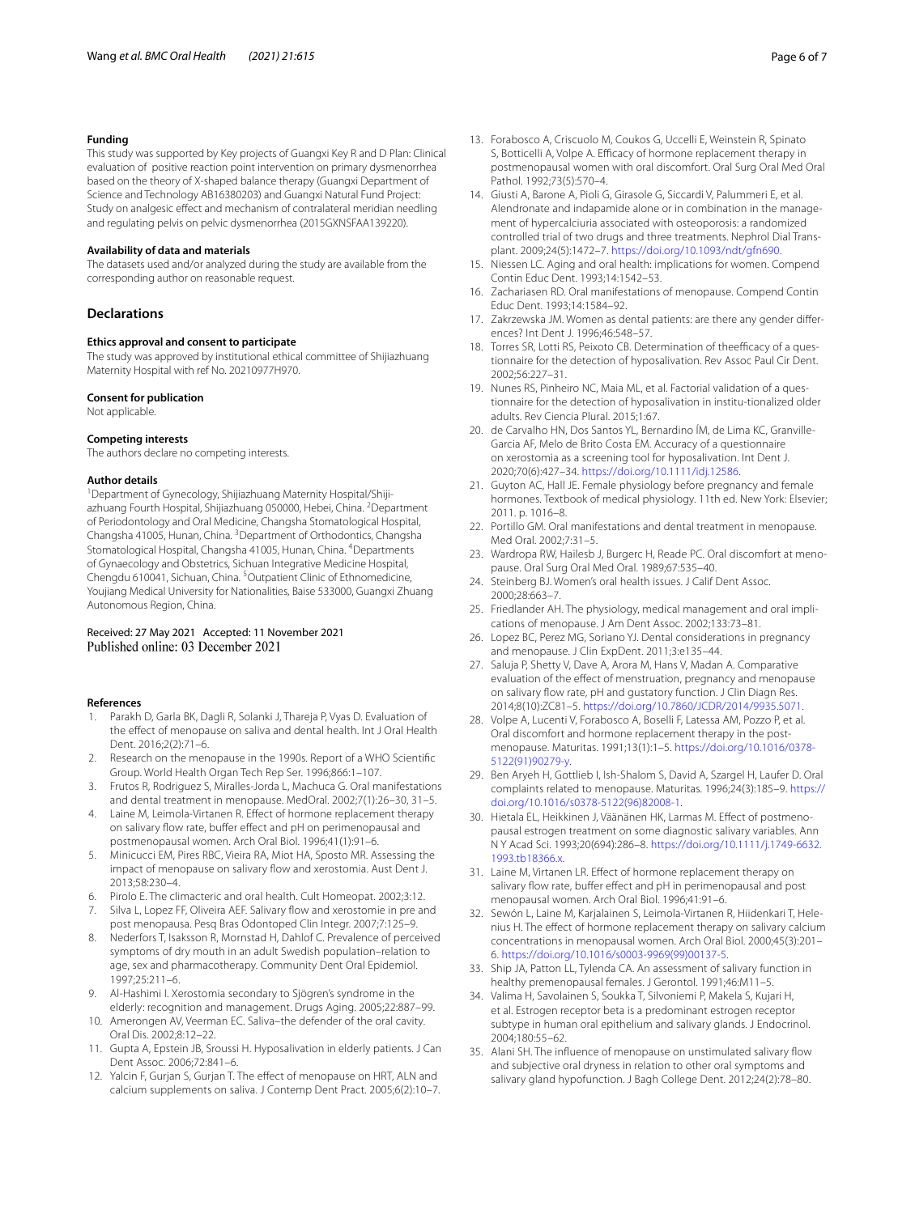#### Funding

This study was supported by Key projects of Guangxi Key R and D Plan: Clinical evaluation of positive reaction point intervention on primary dysmenorrhea based on the theory of X-shaped balance therapy (Guangxi Department of Science and Technology AB16380203) and Guangxi Natural Fund Project: Study on analgesic effect and mechanism of contralateral meridian needling and regulating pelvis on pelvic dysmenorrhea (2015GXNSFAA139220).

#### Availability of data and materials

The datasets used and/or analyzed during the study are available from the corresponding author on reasonable request.

## Declarations

#### Ethics approval and consent to participate

The study was approved by institutional ethical committee of Shijiazhuang Maternity Hospital with ref No. 20210977H970.

#### Consent for publication

Not applicable.

#### Competing interests

The authors declare no competing interests.

#### Author details

[1]Department of Gynecology, Shijiazhuang Maternity Hospital/Shijiazhuang Fourth Hospital, Shijiazhuang 050000, Hebei, China. [2]Department of Periodontology and Oral Medicine, Changsha Stomatological Hospital, Changsha 41005, Hunan, China. [3]Department of Orthodontics, Changsha Stomatological Hospital, Changsha 41005, Hunan, China. [4]Departments of Gynaecology and Obstetrics, Sichuan Integrative Medicine Hospital, Chengdu 610041, Sichuan, China. [5]Outpatient Clinic of Ethnomedicine, Youjiang Medical University for Nationalities, Baise 533000, Guangxi Zhuang Autonomous Region, China.

Received: 27 May 2021 Accepted: 11 November 2021
Published online: 03 December 2021

#### References

1. Parakh D, Garla BK, Dagli R, Solanki J, Thareja P, Vyas D. Evaluation of the effect of menopause on saliva and dental health. Int J Oral Health Dent. 2016;2(2):71–6.
2. Research on the menopause in the 1990s. Report of a WHO Scientific Group. World Health Organ Tech Rep Ser. 1996;866:1–107.
3. Frutos R, Rodriguez S, Miralles-Jorda L, Machuca G. Oral manifestations and dental treatment in menopause. MedOral. 2002;7(1):26–30, 31–5.
4. Laine M, Leimola-Virtanen R. Effect of hormone replacement therapy on salivary flow rate, buffer effect and pH on perimenopausal and postmenopausal women. Arch Oral Biol. 1996;41(1):91–6.
5. Minicucci EM, Pires RBC, Vieira RA, Miot HA, Sposto MR. Assessing the impact of menopause on salivary flow and xerostomia. Aust Dent J. 2013;58:230–4.
6. Pirolo E. The climacteric and oral health. Cult Homeopat. 2002;3:12.
7. Silva L, Lopez FF, Oliveira AEF. Salivary flow and xerostomie in pre and post menopausa. Pesq Bras Odontoped Clin Integr. 2007;7:125–9.
8. Nederfors T, Isaksson R, Mornstad H, Dahlof C. Prevalence of perceived symptoms of dry mouth in an adult Swedish population–relation to age, sex and pharmacotherapy. Community Dent Oral Epidemiol. 1997;25:211–6.
9. Al-Hashimi I. Xerostomia secondary to Sjögren's syndrome in the elderly: recognition and management. Drugs Aging. 2005;22:887–99.
10. Amerongen AV, Veerman EC. Saliva–the defender of the oral cavity. Oral Dis. 2002;8:12–22.
11. Gupta A, Epstein JB, Sroussi H. Hyposalivation in elderly patients. J Can Dent Assoc. 2006;72:841–6.
12. Yalcin F, Gurjan S, Gurjan T. The effect of menopause on HRT, ALN and calcium supplements on saliva. J Contemp Dent Pract. 2005;6(2):10–7.
13. Forabosco A, Criscuolo M, Coukos G, Uccelli E, Weinstein R, Spinato S, Botticelli A, Volpe A. Efficacy of hormone replacement therapy in postmenopausal women with oral discomfort. Oral Surg Oral Med Oral Pathol. 1992;73(5):570–4.
14. Giusti A, Barone A, Pioli G, Girasole G, Siccardi V, Palummeri E, et al. Alendronate and indapamide alone or in combination in the management of hypercalciuria associated with osteoporosis: a randomized controlled trial of two drugs and three treatments. Nephrol Dial Transplant. 2009;24(5):1472–7. https://doi.org/10.1093/ndt/gfn690.
15. Niessen LC. Aging and oral health: implications for women. Compend Contin Educ Dent. 1993;14:1542–53.
16. Zachariasen RD. Oral manifestations of menopause. Compend Contin Educ Dent. 1993;14:1584–92.
17. Zakrzewska JM. Women as dental patients: are there any gender differences? Int Dent J. 1996;46:548–57.
18. Torres SR, Lotti RS, Peixoto CB. Determination of theefficacy of a questionnaire for the detection of hyposalivation. Rev Assoc Paul Cir Dent. 2002;56:227–31.
19. Nunes RS, Pinheiro NC, Maia ML, et al. Factorial validation of a questionnaire for the detection of hyposalivation in institu-tionalized older adults. Rev Ciencia Plural. 2015;1:67.
20. de Carvalho HN, Dos Santos YL, Bernardino ÍM, de Lima KC, Granville-Garcia AF, Melo de Brito Costa EM. Accuracy of a questionnaire on xerostomia as a screening tool for hyposalivation. Int Dent J. 2020;70(6):427–34. https://doi.org/10.1111/idj.12586.
21. Guyton AC, Hall JE. Female physiology before pregnancy and female hormones. Textbook of medical physiology. 11th ed. New York: Elsevier; 2011. p. 1016–8.
22. Portillo GM. Oral manifestations and dental treatment in menopause. Med Oral. 2002;7:31–5.
23. Wardropa RW, Hailesb J, Burgerc H, Reade PC. Oral discomfort at menopause. Oral Surg Oral Med Oral. 1989;67:535–40.
24. Steinberg BJ. Women's oral health issues. J Calif Dent Assoc. 2000;28:663–7.
25. Friedlander AH. The physiology, medical management and oral implications of menopause. J Am Dent Assoc. 2002;133:73–81.
26. Lopez BC, Perez MG, Soriano YJ. Dental considerations in pregnancy and menopause. J Clin ExpDent. 2011;3:e135–44.
27. Saluja P, Shetty V, Dave A, Arora M, Hans V, Madan A. Comparative evaluation of the effect of menstruation, pregnancy and menopause on salivary flow rate, pH and gustatory function. J Clin Diagn Res. 2014;8(10):ZC81–5. https://doi.org/10.7860/JCDR/2014/9935.5071.
28. Volpe A, Lucenti V, Forabosco A, Boselli F, Latessa AM, Pozzo P, et al. Oral discomfort and hormone replacement therapy in the post-menopause. Maturitas. 1991;13(1):1–5. https://doi.org/10.1016/0378-5122(91)90279-y.
29. Ben Aryeh H, Gottlieb I, Ish-Shalom S, David A, Szargel H, Laufer D. Oral complaints related to menopause. Maturitas. 1996;24(3):185–9. https://doi.org/10.1016/s0378-5122(96)82008-1.
30. Hietala EL, Heikkinen J, Väänänen HK, Larmas M. Effect of postmenopausal estrogen treatment on some diagnostic salivary variables. Ann N Y Acad Sci. 1993;20(694):286–8. https://doi.org/10.1111/j.1749-6632.1993.tb18366.x.
31. Laine M, Virtanen LR. Effect of hormone replacement therapy on salivary flow rate, buffer effect and pH in perimenopausal and post menopausal women. Arch Oral Biol. 1996;41:91–6.
32. Sewón L, Laine M, Karjalainen S, Leimola-Virtanen R, Hiidenkari T, Helenius H. The effect of hormone replacement therapy on salivary calcium concentrations in menopausal women. Arch Oral Biol. 2000;45(3):201–6. https://doi.org/10.1016/s0003-9969(99)00137-5.
33. Ship JA, Patton LL, Tylenda CA. An assessment of salivary function in healthy premenopausal females. J Gerontol. 1991;46:M11–5.
34. Valima H, Savolainen S, Soukka T, Silvoniemi P, Makela S, Kujari H, et al. Estrogen receptor beta is a predominant estrogen receptor subtype in human oral epithelium and salivary glands. J Endocrinol. 2004;180:55–62.
35. Alani SH. The influence of menopause on unstimulated salivary flow and subjective oral dryness in relation to other oral symptoms and salivary gland hypofunction. J Bagh College Dent. 2012;24(2):78–80.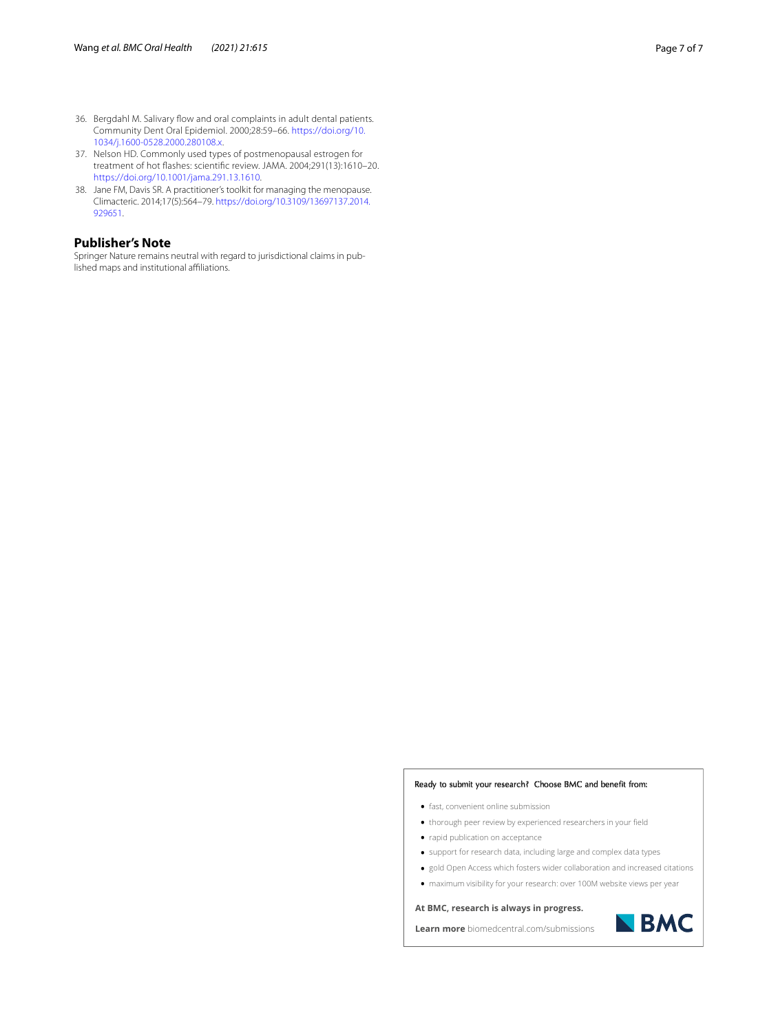36. Bergdahl M. Salivary flow and oral complaints in adult dental patients. Community Dent Oral Epidemiol. 2000;28:59–66. https://doi.org/10.1034/j.1600-0528.2000.280108.x.
37. Nelson HD. Commonly used types of postmenopausal estrogen for treatment of hot flashes: scientific review. JAMA. 2004;291(13):1610–20. https://doi.org/10.1001/jama.291.13.1610.
38. Jane FM, Davis SR. A practitioner's toolkit for managing the menopause. Climacteric. 2014;17(5):564–79. https://doi.org/10.3109/13697137.2014.929651.

## Publisher's Note

Springer Nature remains neutral with regard to jurisdictional claims in published maps and institutional affiliations.

Ready to submit your research? Choose BMC and benefit from:

- fast, convenient online submission
- thorough peer review by experienced researchers in your field
- rapid publication on acceptance
- support for research data, including large and complex data types
- gold Open Access which fosters wider collaboration and increased citations
- maximum visibility for your research: over 100M website views per year

**At BMC, research is always in progress.**

**Learn more** biomedcentral.com/submissions

BMC